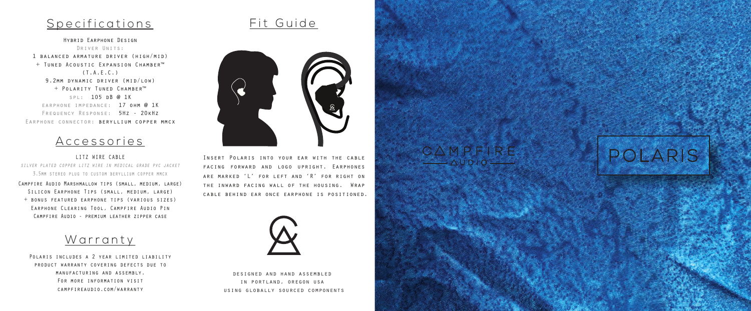## Specifications

Hybrid Earphone Design
Driver Units:
1 balanced armature driver (high/mid)
+ Tuned Acoustic Expansion Chamber™
(T.A.E.C.)
9.2mm dynamic driver (mid/low)
+ Polarity Tuned Chamber™
spl: 105 dB @ 1K
earphone impedance: 17 ohm @ 1K
Frequency Response: 5Hz - 20kHz
Earphone connector: beryllium copper mmcx

## Accessories

litz wire cable
*silver plated copper litz wire in medical grade pvc jacket*
3.5mm stereo plug to custom beryllium copper mmcx
Campfire Audio Marshmallow tips (small, medium, large)
Silicon Earphone Tips (small, medium, large)
+ bonus featured earphone tips (various sizes)
Earphone Clearing Tool, Campfire Audio Pin
Campfire Audio - premium leather zipper case

## Warranty

Polaris includes a 2 year limited liability product warranty covering defects due to manufacturing and assembly. For more information visit campfireaudio.com/warranty

## Fit Guide

Insert Polaris into your ear with the cable facing forward and logo upright. Earphones are marked 'L' for left and 'R' for right on the inward facing wall of the housing. Wrap cable behind ear once earphone is positioned.

designed and hand assembled
in portland, oregon usa
using globally sourced components

CAMPFIRE AUDIO

# POLARIS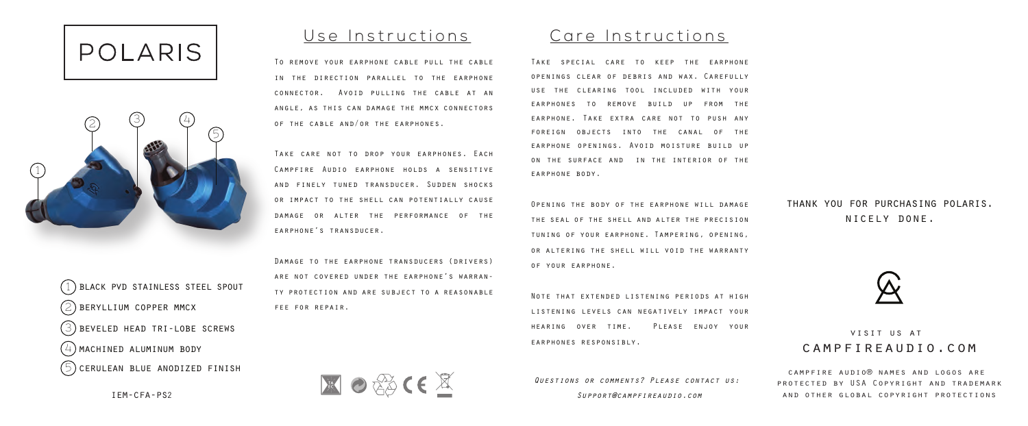# POLARIS

1 BLACK PVD STAINLESS STEEL SPOUT
2 BERYLLIUM COPPER MMCX
3 BEVELED HEAD TRI-LOBE SCREWS
4 MACHINED ALUMINUM BODY
5 CERULEAN BLUE ANODIZED FINISH

IEM-CFA-PS2

## Use Instructions

To remove your earphone cable pull the cable in the direction parallel to the earphone connector. Avoid pulling the cable at an angle, as this can damage the mmcx connectors of the cable and/or the earphones.

Take care not to drop your earphones. Each Campfire Audio earphone holds a sensitive and finely tuned transducer. Sudden shocks or impact to the shell can potentially cause damage or alter the performance of the earphone's transducer.

Damage to the earphone transducers (drivers) are not covered under the earphone's warranty protection and are subject to a reasonable fee for repair.

## Care Instructions

Take special care to keep the earphone openings clear of debris and wax. Carefully use the clearing tool included with your earphones to remove build up from the earphone. Take extra care not to push any foreign objects into the canal of the earphone openings. Avoid moisture build up on the surface and in the interior of the earphone body.

Opening the body of the earphone will damage the seal of the shell and alter the precision tuning of your earphone. Tampering, opening, or altering the shell will void the warranty of your earphone.

Note that extended listening periods at high listening levels can negatively impact your hearing over time. Please enjoy your earphones responsibly.

*Questions or comments? Please contact us: Support@campfireaudio.com*

THANK YOU FOR PURCHASING POLARIS. NICELY DONE.

VISIT US AT
CAMPFIREAUDIO.COM

CAMPFIRE AUDIO® NAMES AND LOGOS ARE PROTECTED BY USA COPYRIGHT AND TRADEMARK AND OTHER GLOBAL COPYRIGHT PROTECTIONS